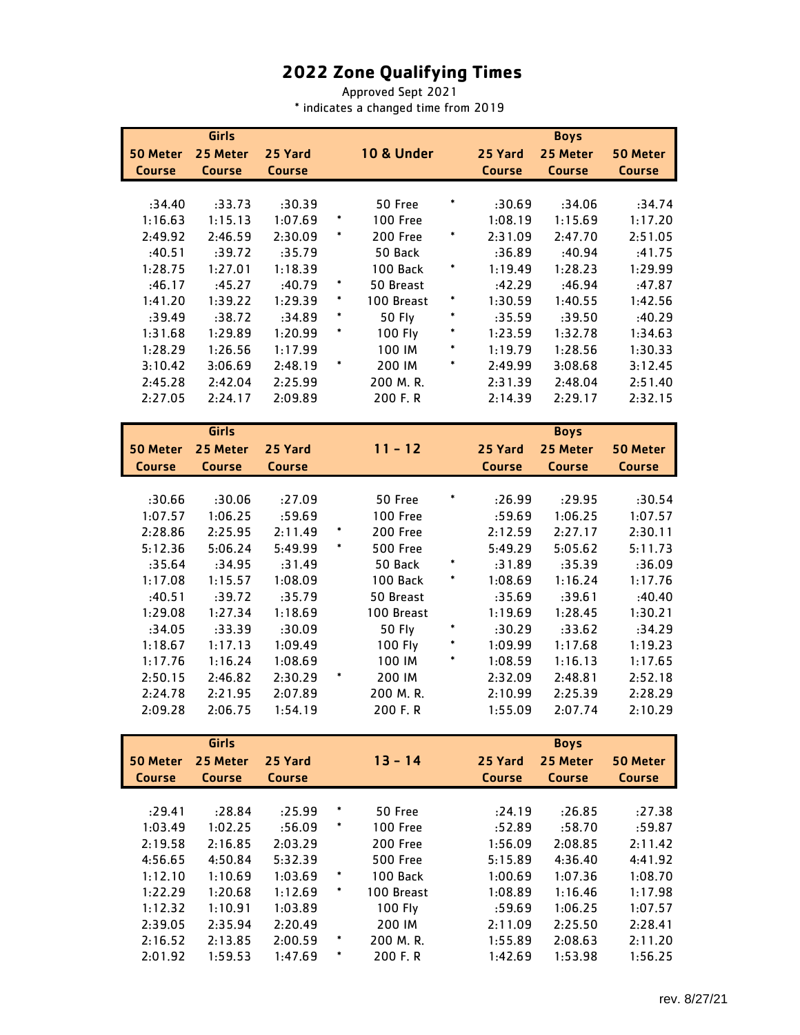# 2022 Zone Qualifying Times

Approved Sept 2021

* indicates a changed time from 2019

| Girls 50 Meter Course | Girls 25 Meter Course | Girls 25 Yard Course | | 10 & Under | | Boys 25 Yard Course | Boys 25 Meter Course | Boys 50 Meter Course |
|---|---|---|---|---|---|---|---|---|
| :34.40 | :33.73 | :30.39 | | 50 Free | * | :30.69 | :34.06 | :34.74 |
| 1:16.63 | 1:15.13 | 1:07.69 | * | 100 Free | | 1:08.19 | 1:15.69 | 1:17.20 |
| 2:49.92 | 2:46.59 | 2:30.09 | * | 200 Free | * | 2:31.09 | 2:47.70 | 2:51.05 |
| :40.51 | :39.72 | :35.79 | | 50 Back | | :36.89 | :40.94 | :41.75 |
| 1:28.75 | 1:27.01 | 1:18.39 | | 100 Back | * | 1:19.49 | 1:28.23 | 1:29.99 |
| :46.17 | :45.27 | :40.79 | * | 50 Breast | | :42.29 | :46.94 | :47.87 |
| 1:41.20 | 1:39.22 | 1:29.39 | * | 100 Breast | * | 1:30.59 | 1:40.55 | 1:42.56 |
| :39.49 | :38.72 | :34.89 | * | 50 Fly | * | :35.59 | :39.50 | :40.29 |
| 1:31.68 | 1:29.89 | 1:20.99 | * | 100 Fly | * | 1:23.59 | 1:32.78 | 1:34.63 |
| 1:28.29 | 1:26.56 | 1:17.99 | | 100 IM | * | 1:19.79 | 1:28.56 | 1:30.33 |
| 3:10.42 | 3:06.69 | 2:48.19 | * | 200 IM | * | 2:49.99 | 3:08.68 | 3:12.45 |
| 2:45.28 | 2:42.04 | 2:25.99 | | 200 M. R. | | 2:31.39 | 2:48.04 | 2:51.40 |
| 2:27.05 | 2:24.17 | 2:09.89 | | 200 F. R | | 2:14.39 | 2:29.17 | 2:32.15 |

| Girls 50 Meter Course | Girls 25 Meter Course | Girls 25 Yard Course | | 11 - 12 | | Boys 25 Yard Course | Boys 25 Meter Course | Boys 50 Meter Course |
|---|---|---|---|---|---|---|---|---|
| :30.66 | :30.06 | :27.09 | | 50 Free | * | :26.99 | :29.95 | :30.54 |
| 1:07.57 | 1:06.25 | :59.69 | | 100 Free | | :59.69 | 1:06.25 | 1:07.57 |
| 2:28.86 | 2:25.95 | 2:11.49 | * | 200 Free | | 2:12.59 | 2:27.17 | 2:30.11 |
| 5:12.36 | 5:06.24 | 5:49.99 | * | 500 Free | | 5:49.29 | 5:05.62 | 5:11.73 |
| :35.64 | :34.95 | :31.49 | | 50 Back | * | :31.89 | :35.39 | :36.09 |
| 1:17.08 | 1:15.57 | 1:08.09 | | 100 Back | * | 1:08.69 | 1:16.24 | 1:17.76 |
| :40.51 | :39.72 | :35.79 | | 50 Breast | | :35.69 | :39.61 | :40.40 |
| 1:29.08 | 1:27.34 | 1:18.69 | | 100 Breast | | 1:19.69 | 1:28.45 | 1:30.21 |
| :34.05 | :33.39 | :30.09 | | 50 Fly | * | :30.29 | :33.62 | :34.29 |
| 1:18.67 | 1:17.13 | 1:09.49 | | 100 Fly | * | 1:09.99 | 1:17.68 | 1:19.23 |
| 1:17.76 | 1:16.24 | 1:08.69 | | 100 IM | * | 1:08.59 | 1:16.13 | 1:17.65 |
| 2:50.15 | 2:46.82 | 2:30.29 | * | 200 IM | | 2:32.09 | 2:48.81 | 2:52.18 |
| 2:24.78 | 2:21.95 | 2:07.89 | | 200 M. R. | | 2:10.99 | 2:25.39 | 2:28.29 |
| 2:09.28 | 2:06.75 | 1:54.19 | | 200 F. R | | 1:55.09 | 2:07.74 | 2:10.29 |

| Girls 50 Meter Course | Girls 25 Meter Course | Girls 25 Yard Course | | 13 - 14 | | Boys 25 Yard Course | Boys 25 Meter Course | Boys 50 Meter Course |
|---|---|---|---|---|---|---|---|---|
| :29.41 | :28.84 | :25.99 | * | 50 Free | | :24.19 | :26.85 | :27.38 |
| 1:03.49 | 1:02.25 | :56.09 | * | 100 Free | | :52.89 | :58.70 | :59.87 |
| 2:19.58 | 2:16.85 | 2:03.29 | | 200 Free | | 1:56.09 | 2:08.85 | 2:11.42 |
| 4:56.65 | 4:50.84 | 5:32.39 | | 500 Free | | 5:15.89 | 4:36.40 | 4:41.92 |
| 1:12.10 | 1:10.69 | 1:03.69 | * | 100 Back | | 1:00.69 | 1:07.36 | 1:08.70 |
| 1:22.29 | 1:20.68 | 1:12.69 | * | 100 Breast | | 1:08.89 | 1:16.46 | 1:17.98 |
| 1:12.32 | 1:10.91 | 1:03.89 | | 100 Fly | | :59.69 | 1:06.25 | 1:07.57 |
| 2:39.05 | 2:35.94 | 2:20.49 | | 200 IM | | 2:11.09 | 2:25.50 | 2:28.41 |
| 2:16.52 | 2:13.85 | 2:00.59 | * | 200 M. R. | | 1:55.89 | 2:08.63 | 2:11.20 |
| 2:01.92 | 1:59.53 | 1:47.69 | * | 200 F. R | | 1:42.69 | 1:53.98 | 1:56.25 |

rev. 8/27/21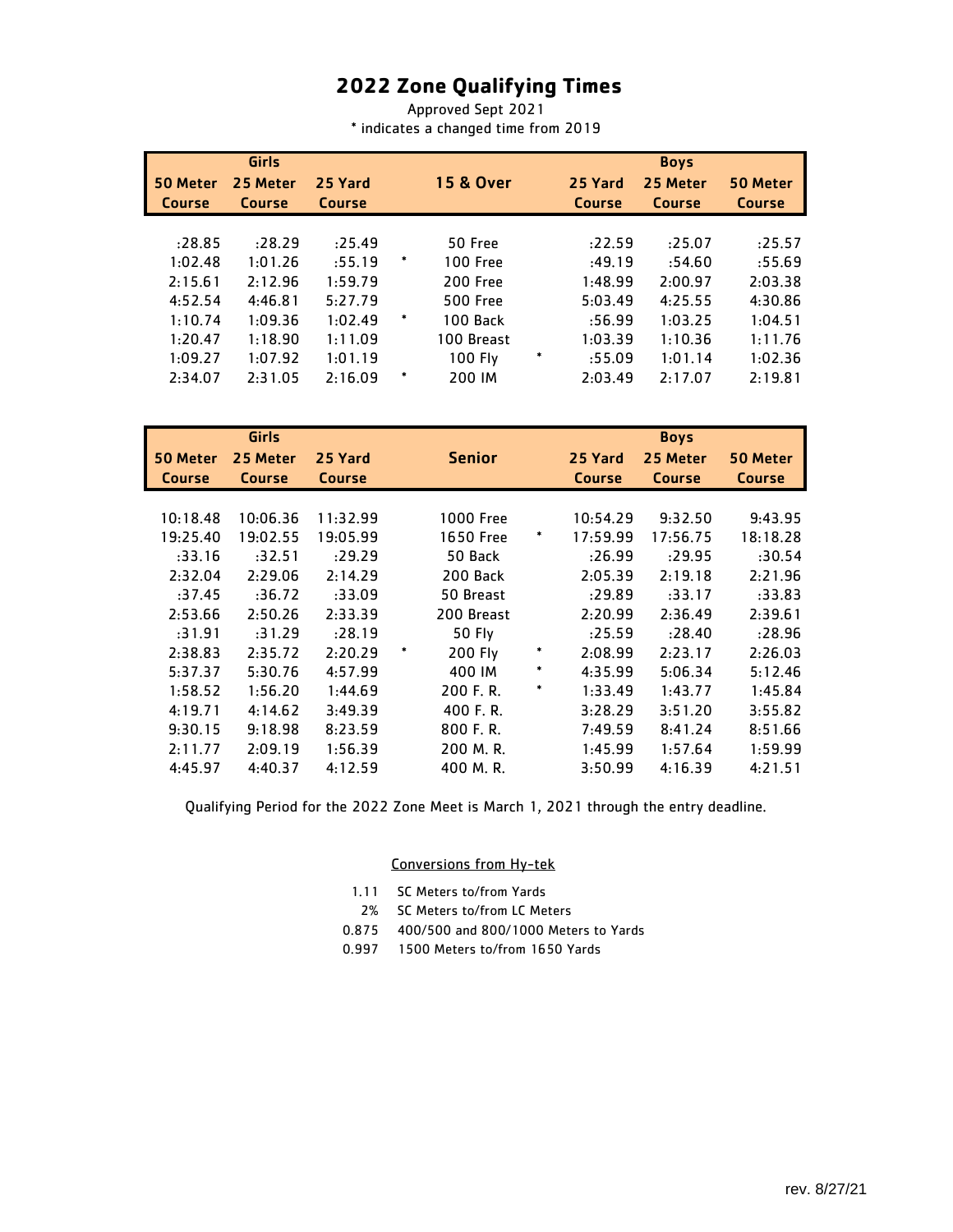# 2022 Zone Qualifying Times

Approved Sept 2021

* indicates a changed time from 2019

| Girls 50 Meter Course | Girls 25 Meter Course | Girls 25 Yard Course | | 15 & Over | | Boys 25 Yard Course | Boys 25 Meter Course | Boys 50 Meter Course |
|---|---|---|---|---|---|---|---|---|
| :28.85 | :28.29 | :25.49 | | 50 Free | | :22.59 | :25.07 | :25.57 |
| 1:02.48 | 1:01.26 | :55.19 | * | 100 Free | | :49.19 | :54.60 | :55.69 |
| 2:15.61 | 2:12.96 | 1:59.79 | | 200 Free | | 1:48.99 | 2:00.97 | 2:03.38 |
| 4:52.54 | 4:46.81 | 5:27.79 | | 500 Free | | 5:03.49 | 4:25.55 | 4:30.86 |
| 1:10.74 | 1:09.36 | 1:02.49 | * | 100 Back | | :56.99 | 1:03.25 | 1:04.51 |
| 1:20.47 | 1:18.90 | 1:11.09 | | 100 Breast | | 1:03.39 | 1:10.36 | 1:11.76 |
| 1:09.27 | 1:07.92 | 1:01.19 | | 100 Fly | * | :55.09 | 1:01.14 | 1:02.36 |
| 2:34.07 | 2:31.05 | 2:16.09 | * | 200 IM | | 2:03.49 | 2:17.07 | 2:19.81 |

| Girls 50 Meter Course | Girls 25 Meter Course | Girls 25 Yard Course | | Senior | | Boys 25 Yard Course | Boys 25 Meter Course | Boys 50 Meter Course |
|---|---|---|---|---|---|---|---|---|
| 10:18.48 | 10:06.36 | 11:32.99 | | 1000 Free | | 10:54.29 | 9:32.50 | 9:43.95 |
| 19:25.40 | 19:02.55 | 19:05.99 | | 1650 Free | * | 17:59.99 | 17:56.75 | 18:18.28 |
| :33.16 | :32.51 | :29.29 | | 50 Back | | :26.99 | :29.95 | :30.54 |
| 2:32.04 | 2:29.06 | 2:14.29 | | 200 Back | | 2:05.39 | 2:19.18 | 2:21.96 |
| :37.45 | :36.72 | :33.09 | | 50 Breast | | :29.89 | :33.17 | :33.83 |
| 2:53.66 | 2:50.26 | 2:33.39 | | 200 Breast | | 2:20.99 | 2:36.49 | 2:39.61 |
| :31.91 | :31.29 | :28.19 | | 50 Fly | | :25.59 | :28.40 | :28.96 |
| 2:38.83 | 2:35.72 | 2:20.29 | * | 200 Fly | * | 2:08.99 | 2:23.17 | 2:26.03 |
| 5:37.37 | 5:30.76 | 4:57.99 | | 400 IM | * | 4:35.99 | 5:06.34 | 5:12.46 |
| 1:58.52 | 1:56.20 | 1:44.69 | | 200 F. R. | * | 1:33.49 | 1:43.77 | 1:45.84 |
| 4:19.71 | 4:14.62 | 3:49.39 | | 400 F. R. | | 3:28.29 | 3:51.20 | 3:55.82 |
| 9:30.15 | 9:18.98 | 8:23.59 | | 800 F. R. | | 7:49.59 | 8:41.24 | 8:51.66 |
| 2:11.77 | 2:09.19 | 1:56.39 | | 200 M. R. | | 1:45.99 | 1:57.64 | 1:59.99 |
| 4:45.97 | 4:40.37 | 4:12.59 | | 400 M. R. | | 3:50.99 | 4:16.39 | 4:21.51 |

Qualifying Period for the 2022 Zone Meet is March 1, 2021 through the entry deadline.

Conversions from Hy-tek

| | |
|---|---|
| 1.11 | SC Meters to/from Yards |
| 2% | SC Meters to/from LC Meters |
| 0.875 | 400/500 and 800/1000 Meters to Yards |
| 0.997 | 1500 Meters to/from 1650 Yards |

rev. 8/27/21